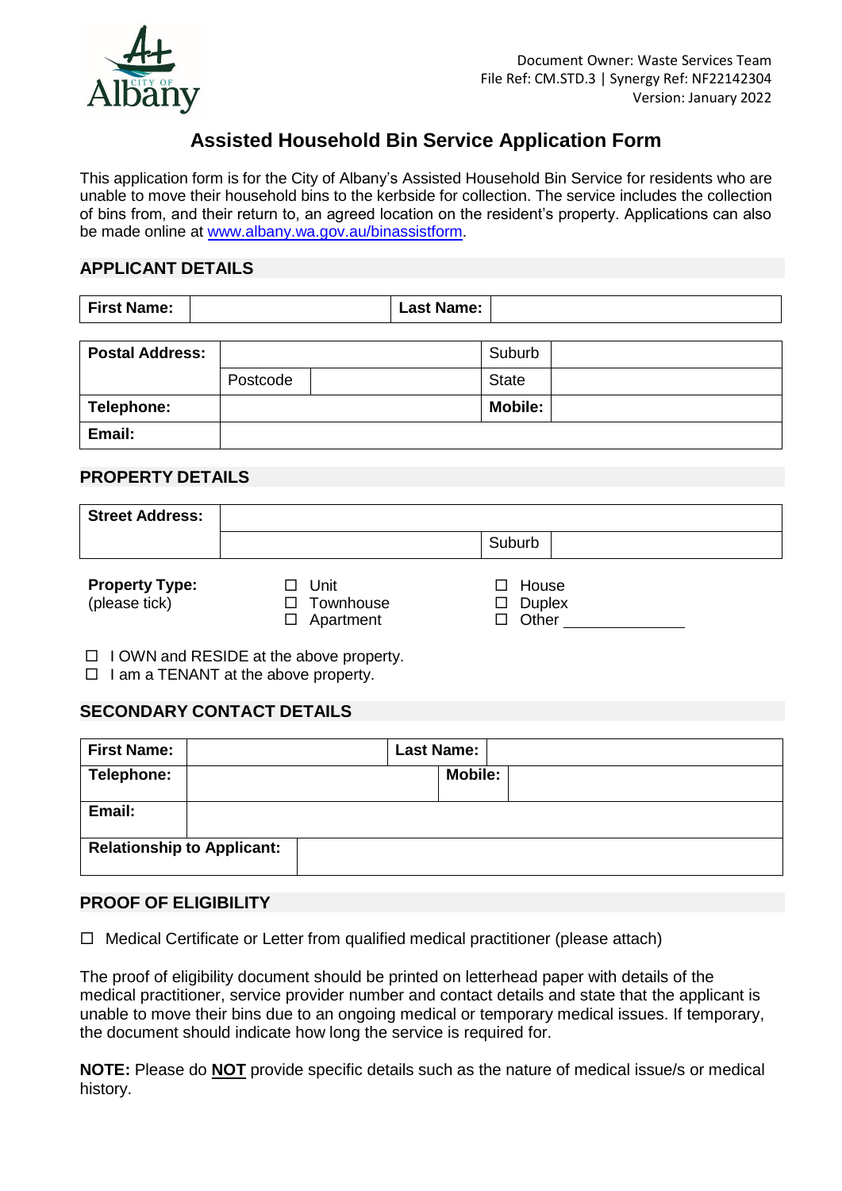Document Owner: Waste Services Team
File Ref: CM.STD.3 | Synergy Ref: NF22142304
Version: January 2022

# Assisted Household Bin Service Application Form

This application form is for the City of Albany's Assisted Household Bin Service for residents who are unable to move their household bins to the kerbside for collection. The service includes the collection of bins from, and their return to, an agreed location on the resident's property. Applications can also be made online at www.albany.wa.gov.au/binassistform.

## APPLICANT DETAILS

| **First Name:** | | **Last Name:** | |
|---|---|---|---|

| **Postal Address:** | | | Suburb | |
|---|---|---|---|---|
| | Postcode | | State | |
| **Telephone:** | | | **Mobile:** | |
| **Email:** | | | | |

## PROPERTY DETAILS

| **Street Address:** | | | |
|---|---|---|---|
| | | Suburb | |

**Property Type:** (please tick)

- ☐ Unit
- ☐ Townhouse
- ☐ Apartment
- ☐ House
- ☐ Duplex
- ☐ Other ______________

☐ I OWN and RESIDE at the above property.
☐ I am a TENANT at the above property.

## SECONDARY CONTACT DETAILS

| **First Name:** | | **Last Name:** | |
|---|---|---|---|
| **Telephone:** | | **Mobile:** | |
| **Email:** | | | |
| **Relationship to Applicant:** | | | |

## PROOF OF ELIGIBILITY

☐ Medical Certificate or Letter from qualified medical practitioner (please attach)

The proof of eligibility document should be printed on letterhead paper with details of the medical practitioner, service provider number and contact details and state that the applicant is unable to move their bins due to an ongoing medical or temporary medical issues. If temporary, the document should indicate how long the service is required for.

**NOTE:** Please do **NOT** provide specific details such as the nature of medical issue/s or medical history.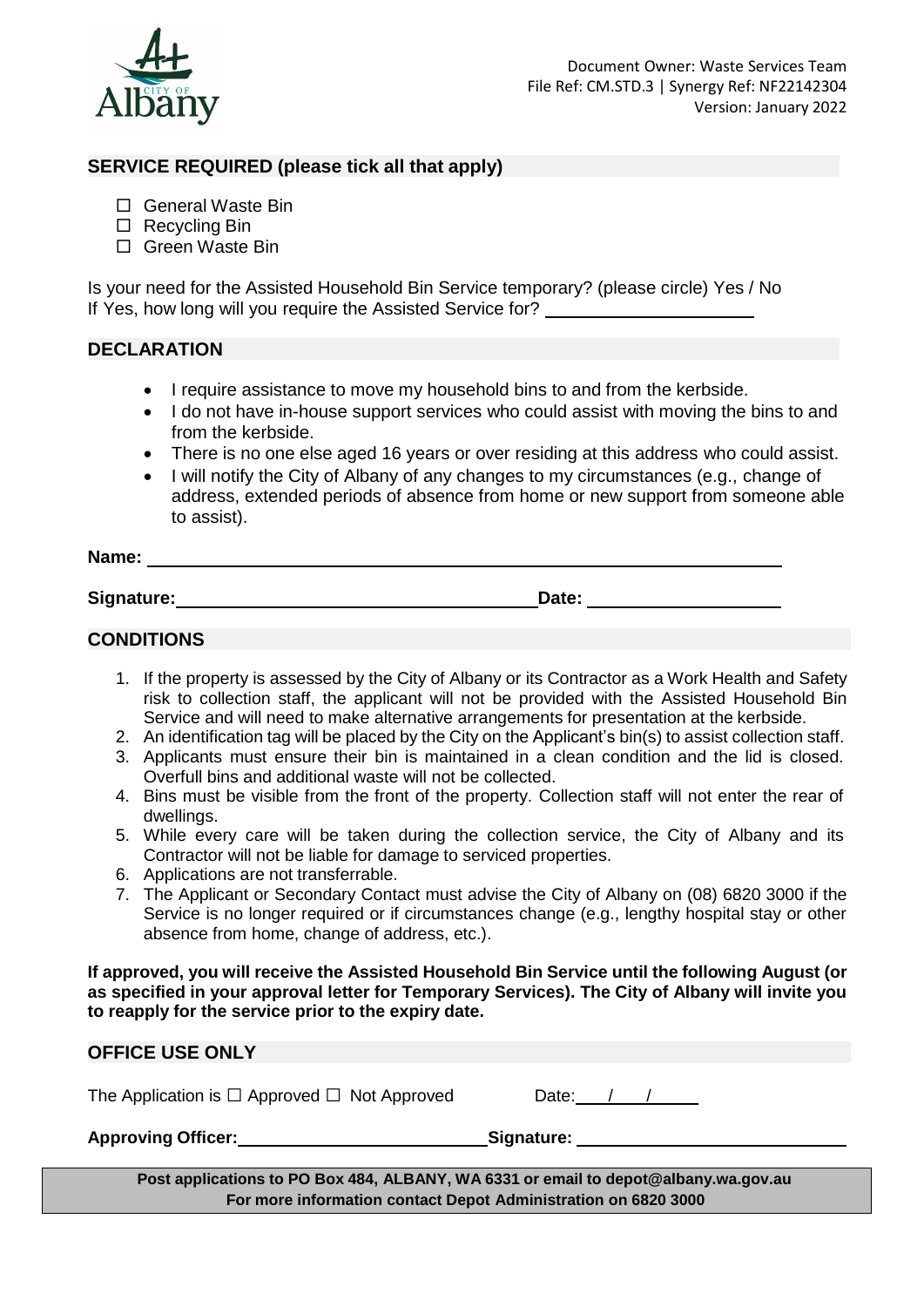Document Owner: Waste Services Team
File Ref: CM.STD.3 | Synergy Ref: NF22142304
Version: January 2022

## SERVICE REQUIRED (please tick all that apply)

- ☐ General Waste Bin
- ☐ Recycling Bin
- ☐ Green Waste Bin

Is your need for the Assisted Household Bin Service temporary? (please circle) Yes / No
If Yes, how long will you require the Assisted Service for? ______________________

## DECLARATION

- I require assistance to move my household bins to and from the kerbside.
- I do not have in-house support services who could assist with moving the bins to and from the kerbside.
- There is no one else aged 16 years or over residing at this address who could assist.
- I will notify the City of Albany of any changes to my circumstances (e.g., change of address, extended periods of absence from home or new support from someone able to assist).

**Name:** ______________________________________________

**Signature:** ______________________________ **Date:** ____________________

## CONDITIONS

1. If the property is assessed by the City of Albany or its Contractor as a Work Health and Safety risk to collection staff, the applicant will not be provided with the Assisted Household Bin Service and will need to make alternative arrangements for presentation at the kerbside.
2. An identification tag will be placed by the City on the Applicant's bin(s) to assist collection staff.
3. Applicants must ensure their bin is maintained in a clean condition and the lid is closed. Overfull bins and additional waste will not be collected.
4. Bins must be visible from the front of the property. Collection staff will not enter the rear of dwellings.
5. While every care will be taken during the collection service, the City of Albany and its Contractor will not be liable for damage to serviced properties.
6. Applications are not transferrable.
7. The Applicant or Secondary Contact must advise the City of Albany on (08) 6820 3000 if the Service is no longer required or if circumstances change (e.g., lengthy hospital stay or other absence from home, change of address, etc.).

**If approved, you will receive the Assisted Household Bin Service until the following August (or as specified in your approval letter for Temporary Services). The City of Albany will invite you to reapply for the service prior to the expiry date.**

## OFFICE USE ONLY

The Application is ☐ Approved ☐ Not Approved Date: ___/___/_____

**Approving Officer:** ______________________ **Signature:** ______________________

**Post applications to PO Box 484, ALBANY, WA 6331 or email to depot@albany.wa.gov.au**
**For more information contact Depot Administration on 6820 3000**